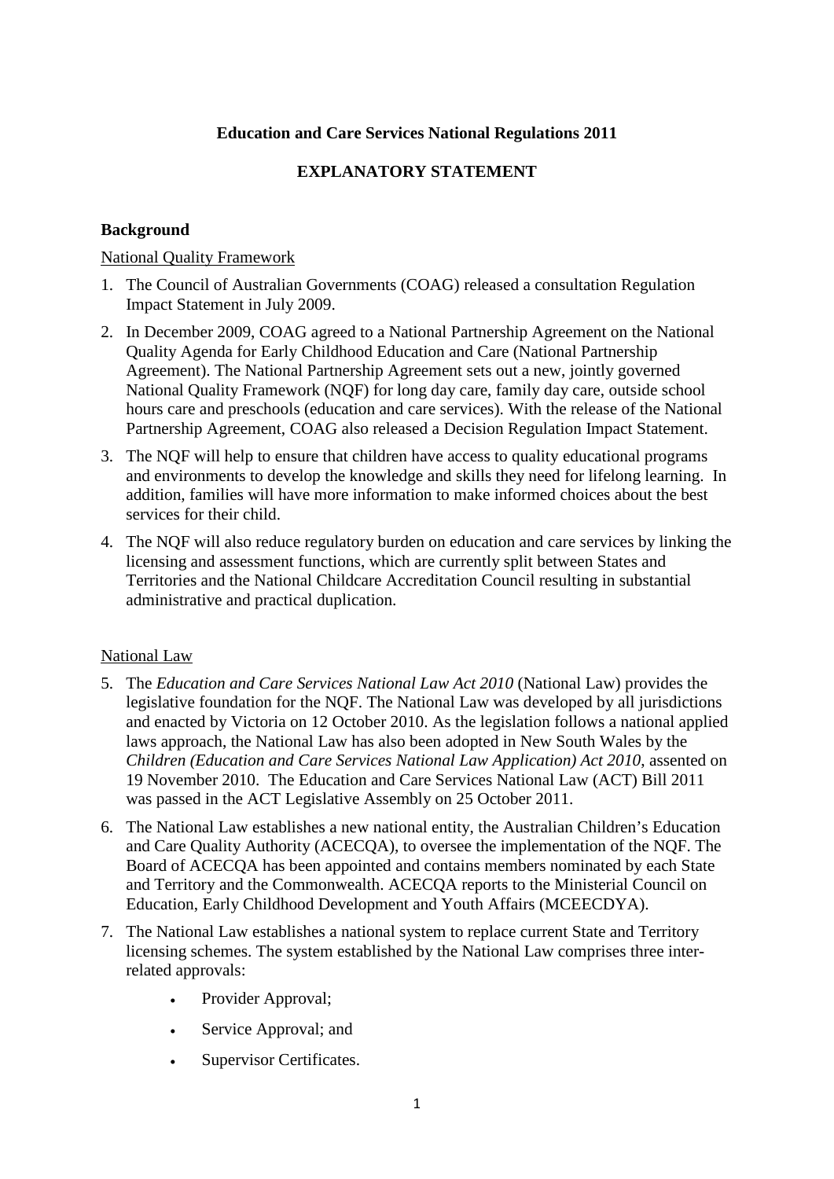**Education and Care Services National Regulations 2011**

**EXPLANATORY STATEMENT**

**Background**

National Quality Framework

1. The Council of Australian Governments (COAG) released a consultation Regulation Impact Statement in July 2009.
2. In December 2009, COAG agreed to a National Partnership Agreement on the National Quality Agenda for Early Childhood Education and Care (National Partnership Agreement). The National Partnership Agreement sets out a new, jointly governed National Quality Framework (NQF) for long day care, family day care, outside school hours care and preschools (education and care services). With the release of the National Partnership Agreement, COAG also released a Decision Regulation Impact Statement.
3. The NQF will help to ensure that children have access to quality educational programs and environments to develop the knowledge and skills they need for lifelong learning. In addition, families will have more information to make informed choices about the best services for their child.
4. The NQF will also reduce regulatory burden on education and care services by linking the licensing and assessment functions, which are currently split between States and Territories and the National Childcare Accreditation Council resulting in substantial administrative and practical duplication.

National Law

5. The *Education and Care Services National Law Act 2010* (National Law) provides the legislative foundation for the NQF. The National Law was developed by all jurisdictions and enacted by Victoria on 12 October 2010. As the legislation follows a national applied laws approach, the National Law has also been adopted in New South Wales by the *Children (Education and Care Services National Law Application) Act 2010*, assented on 19 November 2010. The Education and Care Services National Law (ACT) Bill 2011 was passed in the ACT Legislative Assembly on 25 October 2011.
6. The National Law establishes a new national entity, the Australian Children's Education and Care Quality Authority (ACECQA), to oversee the implementation of the NQF. The Board of ACECQA has been appointed and contains members nominated by each State and Territory and the Commonwealth. ACECQA reports to the Ministerial Council on Education, Early Childhood Development and Youth Affairs (MCEECDYA).
7. The National Law establishes a national system to replace current State and Territory licensing schemes. The system established by the National Law comprises three inter-related approvals:
    - Provider Approval;
    - Service Approval; and
    - Supervisor Certificates.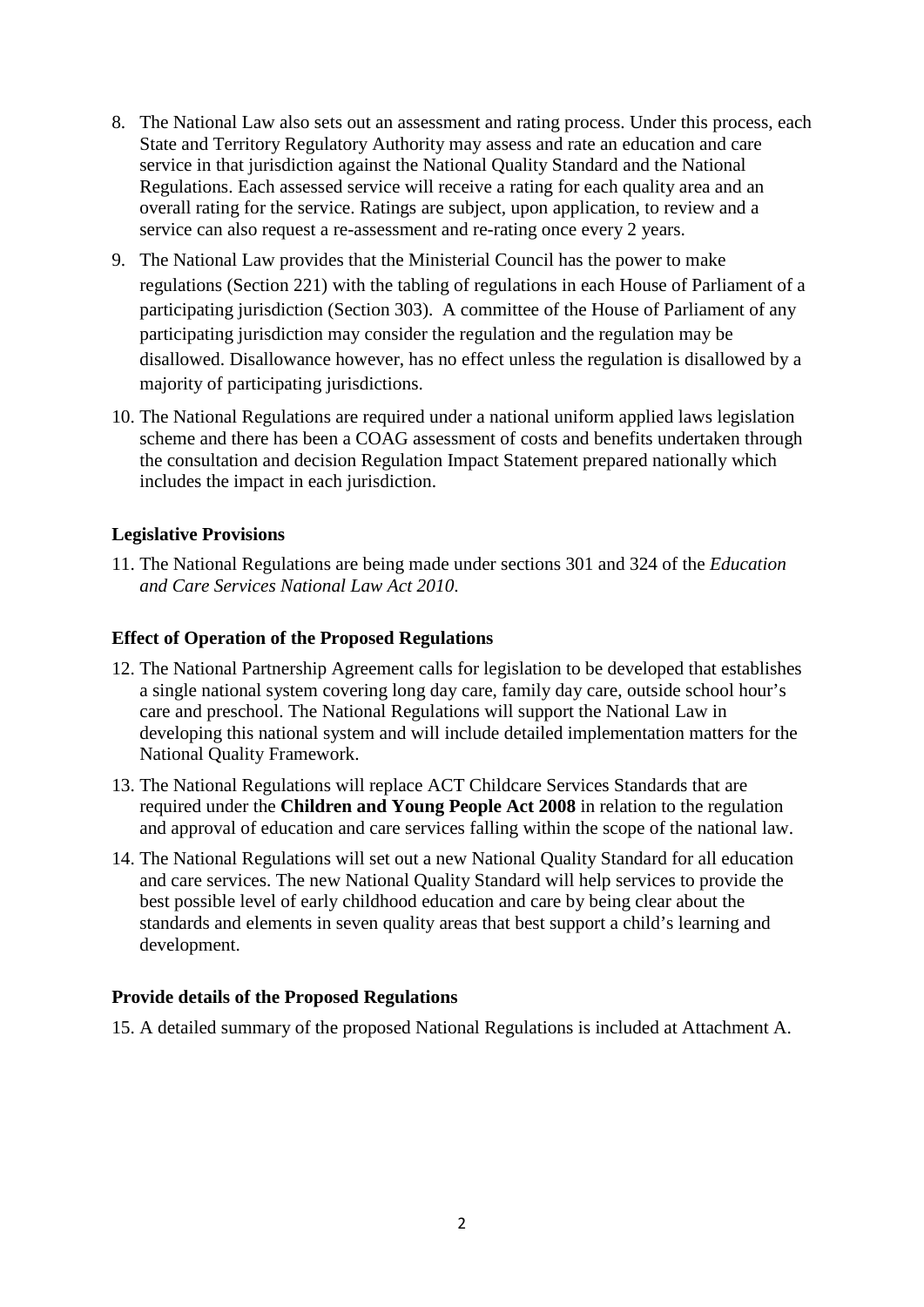8. The National Law also sets out an assessment and rating process. Under this process, each State and Territory Regulatory Authority may assess and rate an education and care service in that jurisdiction against the National Quality Standard and the National Regulations. Each assessed service will receive a rating for each quality area and an overall rating for the service. Ratings are subject, upon application, to review and a service can also request a re-assessment and re-rating once every 2 years.

9. The National Law provides that the Ministerial Council has the power to make regulations (Section 221) with the tabling of regulations in each House of Parliament of a participating jurisdiction (Section 303). A committee of the House of Parliament of any participating jurisdiction may consider the regulation and the regulation may be disallowed. Disallowance however, has no effect unless the regulation is disallowed by a majority of participating jurisdictions.

10. The National Regulations are required under a national uniform applied laws legislation scheme and there has been a COAG assessment of costs and benefits undertaken through the consultation and decision Regulation Impact Statement prepared nationally which includes the impact in each jurisdiction.

**Legislative Provisions**

11. The National Regulations are being made under sections 301 and 324 of the *Education and Care Services National Law Act 2010*.

**Effect of Operation of the Proposed Regulations**

12. The National Partnership Agreement calls for legislation to be developed that establishes a single national system covering long day care, family day care, outside school hour's care and preschool. The National Regulations will support the National Law in developing this national system and will include detailed implementation matters for the National Quality Framework.

13. The National Regulations will replace ACT Childcare Services Standards that are required under the **Children and Young People Act 2008** in relation to the regulation and approval of education and care services falling within the scope of the national law.

14. The National Regulations will set out a new National Quality Standard for all education and care services. The new National Quality Standard will help services to provide the best possible level of early childhood education and care by being clear about the standards and elements in seven quality areas that best support a child's learning and development.

**Provide details of the Proposed Regulations**

15. A detailed summary of the proposed National Regulations is included at Attachment A.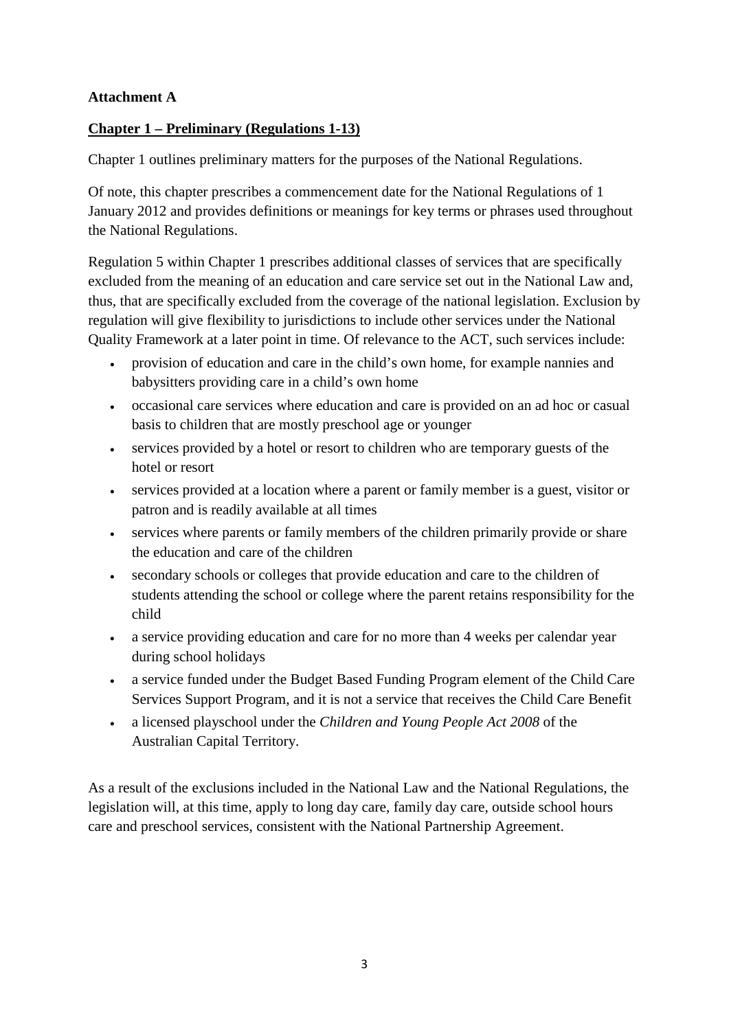**Attachment A**

## Chapter 1 – Preliminary (Regulations 1-13)

Chapter 1 outlines preliminary matters for the purposes of the National Regulations.

Of note, this chapter prescribes a commencement date for the National Regulations of 1 January 2012 and provides definitions or meanings for key terms or phrases used throughout the National Regulations.

Regulation 5 within Chapter 1 prescribes additional classes of services that are specifically excluded from the meaning of an education and care service set out in the National Law and, thus, that are specifically excluded from the coverage of the national legislation. Exclusion by regulation will give flexibility to jurisdictions to include other services under the National Quality Framework at a later point in time. Of relevance to the ACT, such services include:

- provision of education and care in the child's own home, for example nannies and babysitters providing care in a child's own home
- occasional care services where education and care is provided on an ad hoc or casual basis to children that are mostly preschool age or younger
- services provided by a hotel or resort to children who are temporary guests of the hotel or resort
- services provided at a location where a parent or family member is a guest, visitor or patron and is readily available at all times
- services where parents or family members of the children primarily provide or share the education and care of the children
- secondary schools or colleges that provide education and care to the children of students attending the school or college where the parent retains responsibility for the child
- a service providing education and care for no more than 4 weeks per calendar year during school holidays
- a service funded under the Budget Based Funding Program element of the Child Care Services Support Program, and it is not a service that receives the Child Care Benefit
- a licensed playschool under the *Children and Young People Act 2008* of the Australian Capital Territory.

As a result of the exclusions included in the National Law and the National Regulations, the legislation will, at this time, apply to long day care, family day care, outside school hours care and preschool services, consistent with the National Partnership Agreement.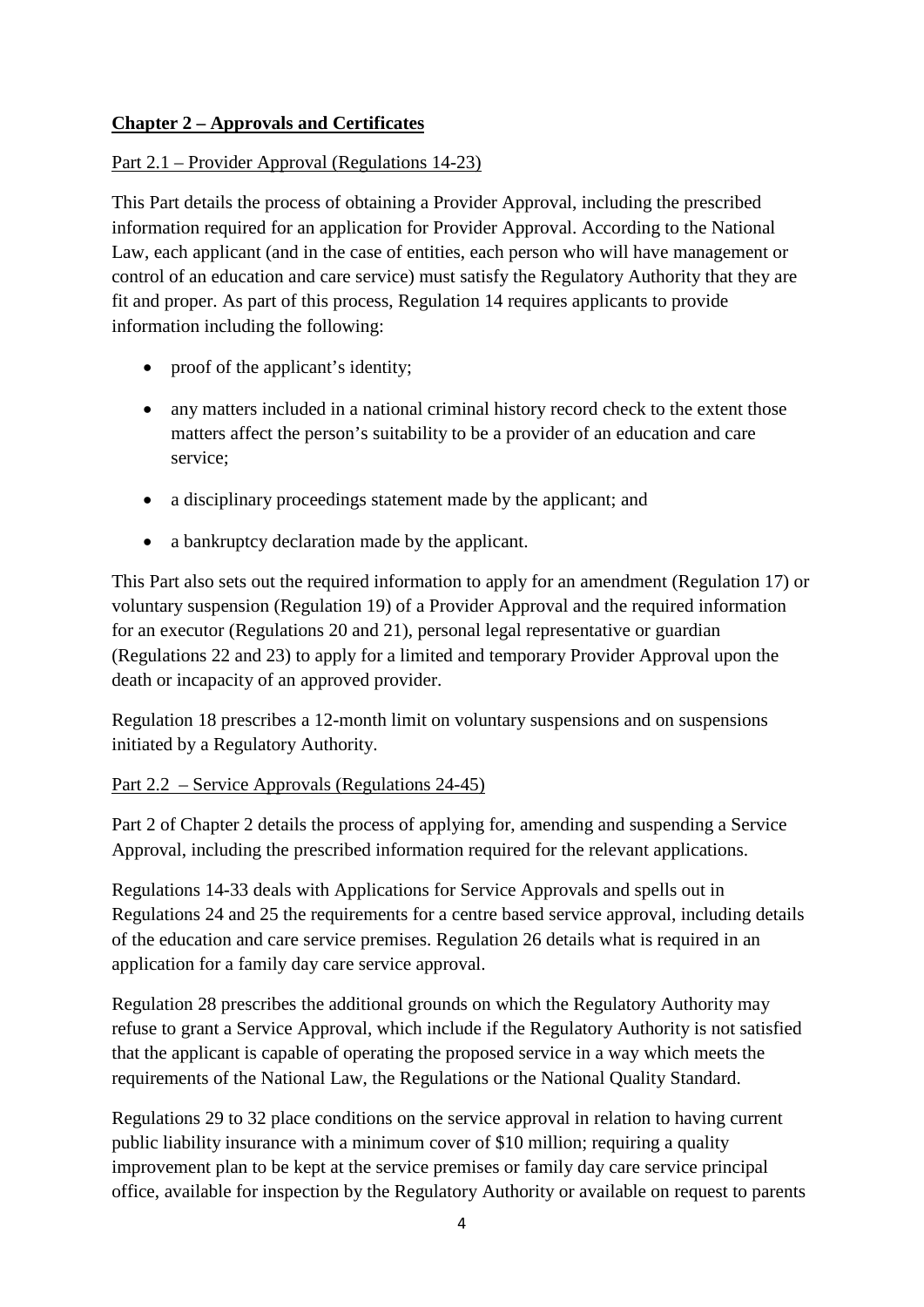**Chapter 2 – Approvals and Certificates**

Part 2.1 – Provider Approval (Regulations 14-23)

This Part details the process of obtaining a Provider Approval, including the prescribed information required for an application for Provider Approval. According to the National Law, each applicant (and in the case of entities, each person who will have management or control of an education and care service) must satisfy the Regulatory Authority that they are fit and proper. As part of this process, Regulation 14 requires applicants to provide information including the following:

- proof of the applicant's identity;
- any matters included in a national criminal history record check to the extent those matters affect the person's suitability to be a provider of an education and care service;
- a disciplinary proceedings statement made by the applicant; and
- a bankruptcy declaration made by the applicant.

This Part also sets out the required information to apply for an amendment (Regulation 17) or voluntary suspension (Regulation 19) of a Provider Approval and the required information for an executor (Regulations 20 and 21), personal legal representative or guardian (Regulations 22 and 23) to apply for a limited and temporary Provider Approval upon the death or incapacity of an approved provider.

Regulation 18 prescribes a 12-month limit on voluntary suspensions and on suspensions initiated by a Regulatory Authority.

Part 2.2 – Service Approvals (Regulations 24-45)

Part 2 of Chapter 2 details the process of applying for, amending and suspending a Service Approval, including the prescribed information required for the relevant applications.

Regulations 14-33 deals with Applications for Service Approvals and spells out in Regulations 24 and 25 the requirements for a centre based service approval, including details of the education and care service premises. Regulation 26 details what is required in an application for a family day care service approval.

Regulation 28 prescribes the additional grounds on which the Regulatory Authority may refuse to grant a Service Approval, which include if the Regulatory Authority is not satisfied that the applicant is capable of operating the proposed service in a way which meets the requirements of the National Law, the Regulations or the National Quality Standard.

Regulations 29 to 32 place conditions on the service approval in relation to having current public liability insurance with a minimum cover of $10 million; requiring a quality improvement plan to be kept at the service premises or family day care service principal office, available for inspection by the Regulatory Authority or available on request to parents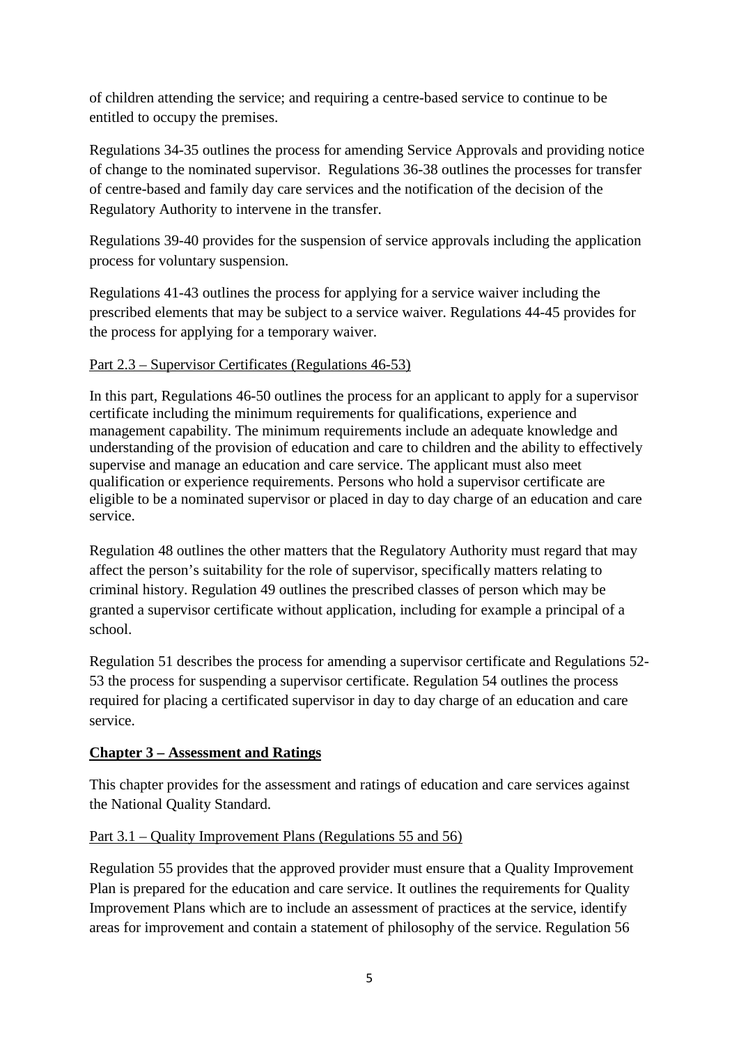of children attending the service; and requiring a centre-based service to continue to be entitled to occupy the premises.

Regulations 34-35 outlines the process for amending Service Approvals and providing notice of change to the nominated supervisor. Regulations 36-38 outlines the processes for transfer of centre-based and family day care services and the notification of the decision of the Regulatory Authority to intervene in the transfer.

Regulations 39-40 provides for the suspension of service approvals including the application process for voluntary suspension.

Regulations 41-43 outlines the process for applying for a service waiver including the prescribed elements that may be subject to a service waiver. Regulations 44-45 provides for the process for applying for a temporary waiver.

Part 2.3 – Supervisor Certificates (Regulations 46-53)

In this part, Regulations 46-50 outlines the process for an applicant to apply for a supervisor certificate including the minimum requirements for qualifications, experience and management capability. The minimum requirements include an adequate knowledge and understanding of the provision of education and care to children and the ability to effectively supervise and manage an education and care service. The applicant must also meet qualification or experience requirements. Persons who hold a supervisor certificate are eligible to be a nominated supervisor or placed in day to day charge of an education and care service.

Regulation 48 outlines the other matters that the Regulatory Authority must regard that may affect the person's suitability for the role of supervisor, specifically matters relating to criminal history. Regulation 49 outlines the prescribed classes of person which may be granted a supervisor certificate without application, including for example a principal of a school.

Regulation 51 describes the process for amending a supervisor certificate and Regulations 52-53 the process for suspending a supervisor certificate. Regulation 54 outlines the process required for placing a certificated supervisor in day to day charge of an education and care service.

## Chapter 3 – Assessment and Ratings

This chapter provides for the assessment and ratings of education and care services against the National Quality Standard.

Part 3.1 – Quality Improvement Plans (Regulations 55 and 56)

Regulation 55 provides that the approved provider must ensure that a Quality Improvement Plan is prepared for the education and care service. It outlines the requirements for Quality Improvement Plans which are to include an assessment of practices at the service, identify areas for improvement and contain a statement of philosophy of the service. Regulation 56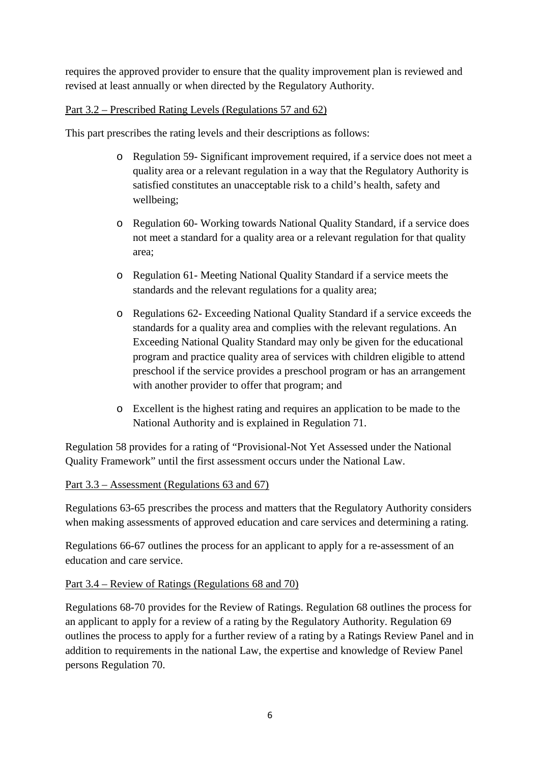requires the approved provider to ensure that the quality improvement plan is reviewed and revised at least annually or when directed by the Regulatory Authority.

<u>Part 3.2 – Prescribed Rating Levels (Regulations 57 and 62)</u>

This part prescribes the rating levels and their descriptions as follows:

- Regulation 59- Significant improvement required, if a service does not meet a quality area or a relevant regulation in a way that the Regulatory Authority is satisfied constitutes an unacceptable risk to a child's health, safety and wellbeing;
- Regulation 60- Working towards National Quality Standard, if a service does not meet a standard for a quality area or a relevant regulation for that quality area;
- Regulation 61- Meeting National Quality Standard if a service meets the standards and the relevant regulations for a quality area;
- Regulations 62- Exceeding National Quality Standard if a service exceeds the standards for a quality area and complies with the relevant regulations. An Exceeding National Quality Standard may only be given for the educational program and practice quality area of services with children eligible to attend preschool if the service provides a preschool program or has an arrangement with another provider to offer that program; and
- Excellent is the highest rating and requires an application to be made to the National Authority and is explained in Regulation 71.

Regulation 58 provides for a rating of "Provisional-Not Yet Assessed under the National Quality Framework" until the first assessment occurs under the National Law.

<u>Part 3.3 – Assessment (Regulations 63 and 67)</u>

Regulations 63-65 prescribes the process and matters that the Regulatory Authority considers when making assessments of approved education and care services and determining a rating.

Regulations 66-67 outlines the process for an applicant to apply for a re-assessment of an education and care service.

<u>Part 3.4 – Review of Ratings (Regulations 68 and 70)</u>

Regulations 68-70 provides for the Review of Ratings. Regulation 68 outlines the process for an applicant to apply for a review of a rating by the Regulatory Authority. Regulation 69 outlines the process to apply for a further review of a rating by a Ratings Review Panel and in addition to requirements in the national Law, the expertise and knowledge of Review Panel persons Regulation 70.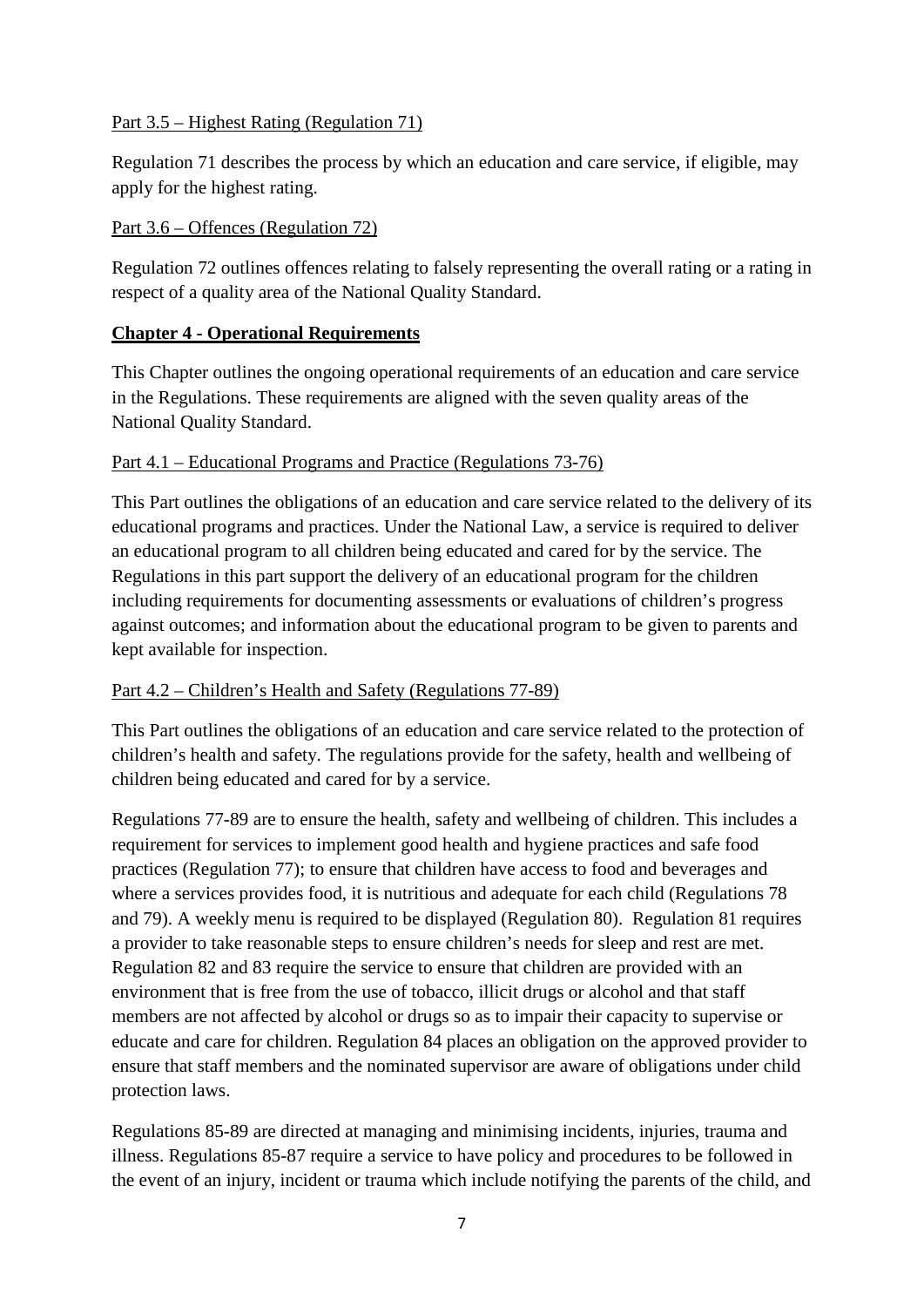Part 3.5 – Highest Rating (Regulation 71)

Regulation 71 describes the process by which an education and care service, if eligible, may apply for the highest rating.

Part 3.6 – Offences (Regulation 72)

Regulation 72 outlines offences relating to falsely representing the overall rating or a rating in respect of a quality area of the National Quality Standard.

## Chapter 4 - Operational Requirements

This Chapter outlines the ongoing operational requirements of an education and care service in the Regulations. These requirements are aligned with the seven quality areas of the National Quality Standard.

Part 4.1 – Educational Programs and Practice (Regulations 73-76)

This Part outlines the obligations of an education and care service related to the delivery of its educational programs and practices. Under the National Law, a service is required to deliver an educational program to all children being educated and cared for by the service. The Regulations in this part support the delivery of an educational program for the children including requirements for documenting assessments or evaluations of children's progress against outcomes; and information about the educational program to be given to parents and kept available for inspection.

Part 4.2 – Children's Health and Safety (Regulations 77-89)

This Part outlines the obligations of an education and care service related to the protection of children's health and safety. The regulations provide for the safety, health and wellbeing of children being educated and cared for by a service.

Regulations 77-89 are to ensure the health, safety and wellbeing of children. This includes a requirement for services to implement good health and hygiene practices and safe food practices (Regulation 77); to ensure that children have access to food and beverages and where a services provides food, it is nutritious and adequate for each child (Regulations 78 and 79). A weekly menu is required to be displayed (Regulation 80). Regulation 81 requires a provider to take reasonable steps to ensure children's needs for sleep and rest are met. Regulation 82 and 83 require the service to ensure that children are provided with an environment that is free from the use of tobacco, illicit drugs or alcohol and that staff members are not affected by alcohol or drugs so as to impair their capacity to supervise or educate and care for children. Regulation 84 places an obligation on the approved provider to ensure that staff members and the nominated supervisor are aware of obligations under child protection laws.

Regulations 85-89 are directed at managing and minimising incidents, injuries, trauma and illness. Regulations 85-87 require a service to have policy and procedures to be followed in the event of an injury, incident or trauma which include notifying the parents of the child, and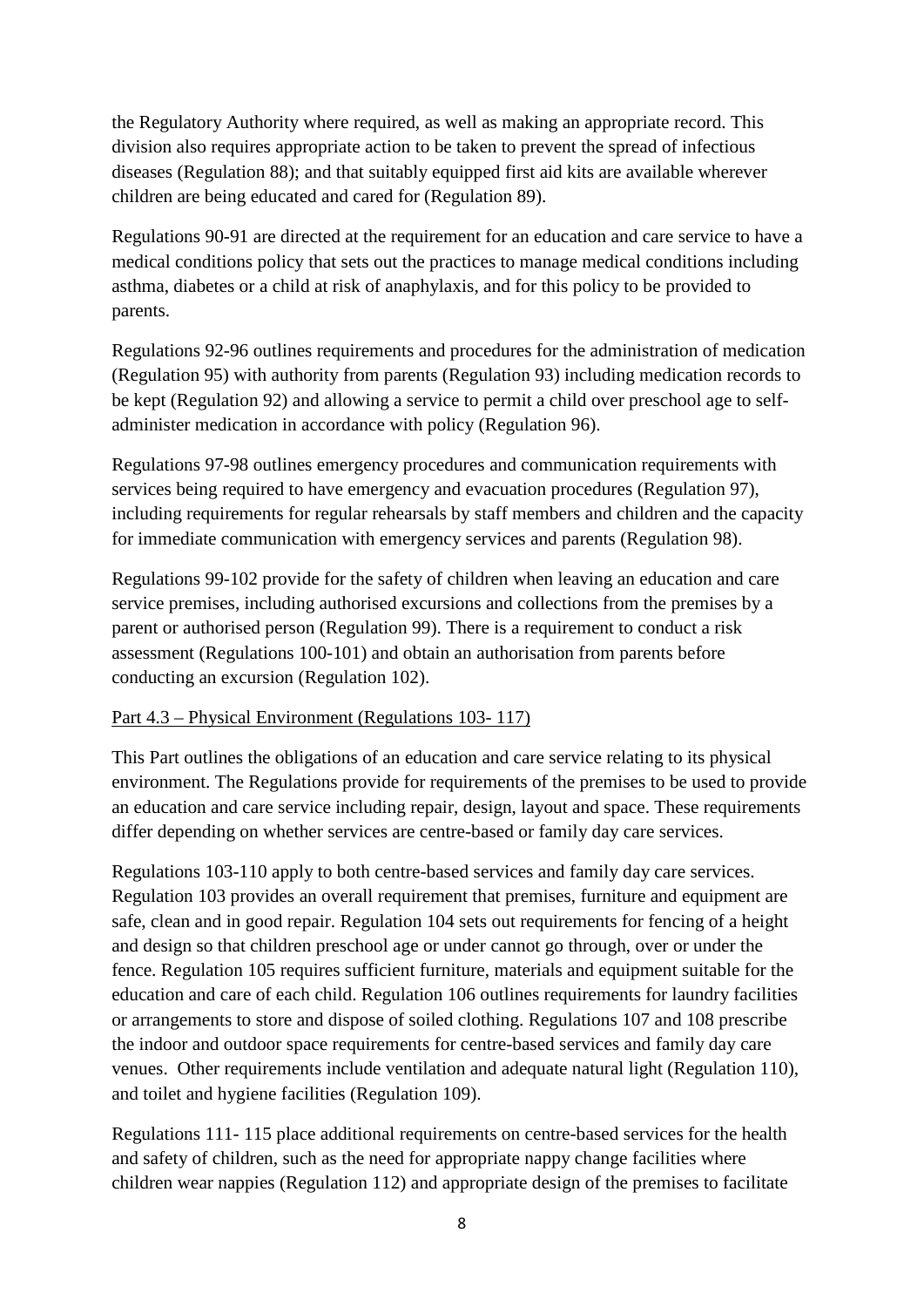the Regulatory Authority where required, as well as making an appropriate record. This division also requires appropriate action to be taken to prevent the spread of infectious diseases (Regulation 88); and that suitably equipped first aid kits are available wherever children are being educated and cared for (Regulation 89).

Regulations 90-91 are directed at the requirement for an education and care service to have a medical conditions policy that sets out the practices to manage medical conditions including asthma, diabetes or a child at risk of anaphylaxis, and for this policy to be provided to parents.

Regulations 92-96 outlines requirements and procedures for the administration of medication (Regulation 95) with authority from parents (Regulation 93) including medication records to be kept (Regulation 92) and allowing a service to permit a child over preschool age to self-administer medication in accordance with policy (Regulation 96).

Regulations 97-98 outlines emergency procedures and communication requirements with services being required to have emergency and evacuation procedures (Regulation 97), including requirements for regular rehearsals by staff members and children and the capacity for immediate communication with emergency services and parents (Regulation 98).

Regulations 99-102 provide for the safety of children when leaving an education and care service premises, including authorised excursions and collections from the premises by a parent or authorised person (Regulation 99). There is a requirement to conduct a risk assessment (Regulations 100-101) and obtain an authorisation from parents before conducting an excursion (Regulation 102).

Part 4.3 – Physical Environment (Regulations 103- 117)

This Part outlines the obligations of an education and care service relating to its physical environment. The Regulations provide for requirements of the premises to be used to provide an education and care service including repair, design, layout and space. These requirements differ depending on whether services are centre-based or family day care services.

Regulations 103-110 apply to both centre-based services and family day care services. Regulation 103 provides an overall requirement that premises, furniture and equipment are safe, clean and in good repair. Regulation 104 sets out requirements for fencing of a height and design so that children preschool age or under cannot go through, over or under the fence. Regulation 105 requires sufficient furniture, materials and equipment suitable for the education and care of each child. Regulation 106 outlines requirements for laundry facilities or arrangements to store and dispose of soiled clothing. Regulations 107 and 108 prescribe the indoor and outdoor space requirements for centre-based services and family day care venues. Other requirements include ventilation and adequate natural light (Regulation 110), and toilet and hygiene facilities (Regulation 109).

Regulations 111- 115 place additional requirements on centre-based services for the health and safety of children, such as the need for appropriate nappy change facilities where children wear nappies (Regulation 112) and appropriate design of the premises to facilitate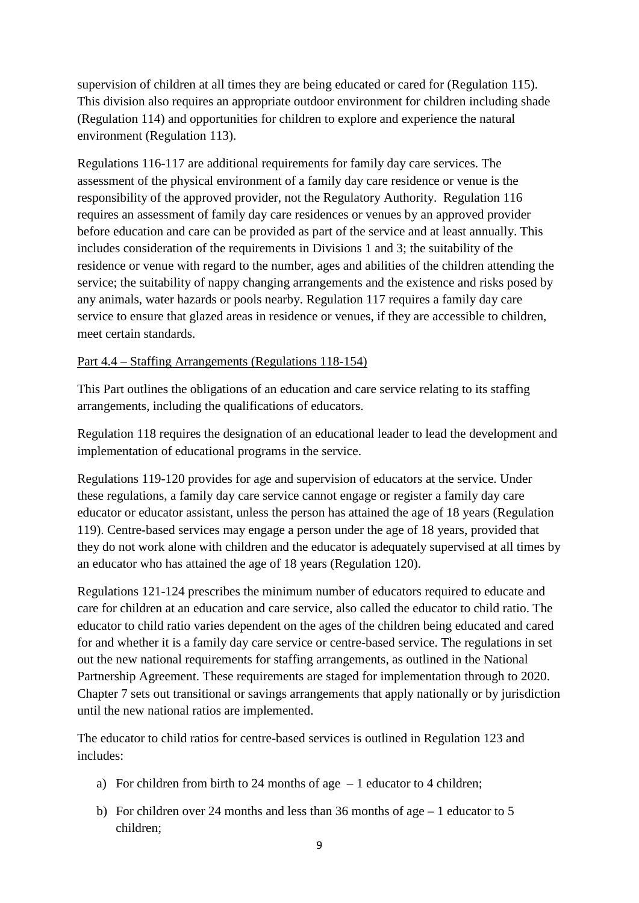supervision of children at all times they are being educated or cared for (Regulation 115). This division also requires an appropriate outdoor environment for children including shade (Regulation 114) and opportunities for children to explore and experience the natural environment (Regulation 113).

Regulations 116-117 are additional requirements for family day care services. The assessment of the physical environment of a family day care residence or venue is the responsibility of the approved provider, not the Regulatory Authority. Regulation 116 requires an assessment of family day care residences or venues by an approved provider before education and care can be provided as part of the service and at least annually. This includes consideration of the requirements in Divisions 1 and 3; the suitability of the residence or venue with regard to the number, ages and abilities of the children attending the service; the suitability of nappy changing arrangements and the existence and risks posed by any animals, water hazards or pools nearby. Regulation 117 requires a family day care service to ensure that glazed areas in residence or venues, if they are accessible to children, meet certain standards.

Part 4.4 – Staffing Arrangements (Regulations 118-154)

This Part outlines the obligations of an education and care service relating to its staffing arrangements, including the qualifications of educators.

Regulation 118 requires the designation of an educational leader to lead the development and implementation of educational programs in the service.

Regulations 119-120 provides for age and supervision of educators at the service. Under these regulations, a family day care service cannot engage or register a family day care educator or educator assistant, unless the person has attained the age of 18 years (Regulation 119). Centre-based services may engage a person under the age of 18 years, provided that they do not work alone with children and the educator is adequately supervised at all times by an educator who has attained the age of 18 years (Regulation 120).

Regulations 121-124 prescribes the minimum number of educators required to educate and care for children at an education and care service, also called the educator to child ratio. The educator to child ratio varies dependent on the ages of the children being educated and cared for and whether it is a family day care service or centre-based service. The regulations in set out the new national requirements for staffing arrangements, as outlined in the National Partnership Agreement. These requirements are staged for implementation through to 2020. Chapter 7 sets out transitional or savings arrangements that apply nationally or by jurisdiction until the new national ratios are implemented.

The educator to child ratios for centre-based services is outlined in Regulation 123 and includes:

a) For children from birth to 24 months of age – 1 educator to 4 children;

b) For children over 24 months and less than 36 months of age – 1 educator to 5 children;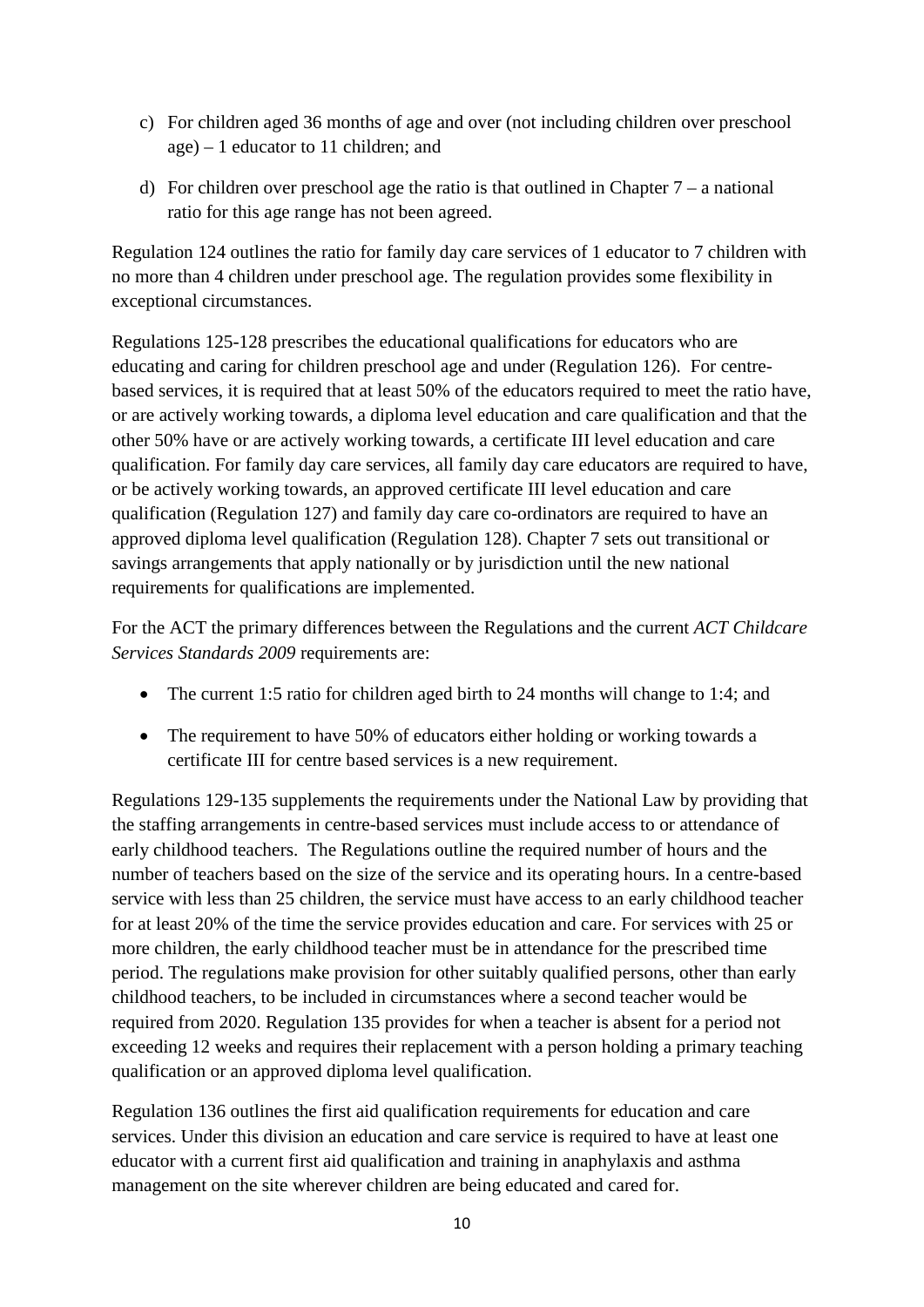c) For children aged 36 months of age and over (not including children over preschool age) – 1 educator to 11 children; and

d) For children over preschool age the ratio is that outlined in Chapter 7 – a national ratio for this age range has not been agreed.

Regulation 124 outlines the ratio for family day care services of 1 educator to 7 children with no more than 4 children under preschool age. The regulation provides some flexibility in exceptional circumstances.

Regulations 125-128 prescribes the educational qualifications for educators who are educating and caring for children preschool age and under (Regulation 126). For centre-based services, it is required that at least 50% of the educators required to meet the ratio have, or are actively working towards, a diploma level education and care qualification and that the other 50% have or are actively working towards, a certificate III level education and care qualification. For family day care services, all family day care educators are required to have, or be actively working towards, an approved certificate III level education and care qualification (Regulation 127) and family day care co-ordinators are required to have an approved diploma level qualification (Regulation 128). Chapter 7 sets out transitional or savings arrangements that apply nationally or by jurisdiction until the new national requirements for qualifications are implemented.

For the ACT the primary differences between the Regulations and the current *ACT Childcare Services Standards 2009* requirements are:

- The current 1:5 ratio for children aged birth to 24 months will change to 1:4; and
- The requirement to have 50% of educators either holding or working towards a certificate III for centre based services is a new requirement.

Regulations 129-135 supplements the requirements under the National Law by providing that the staffing arrangements in centre-based services must include access to or attendance of early childhood teachers. The Regulations outline the required number of hours and the number of teachers based on the size of the service and its operating hours. In a centre-based service with less than 25 children, the service must have access to an early childhood teacher for at least 20% of the time the service provides education and care. For services with 25 or more children, the early childhood teacher must be in attendance for the prescribed time period. The regulations make provision for other suitably qualified persons, other than early childhood teachers, to be included in circumstances where a second teacher would be required from 2020. Regulation 135 provides for when a teacher is absent for a period not exceeding 12 weeks and requires their replacement with a person holding a primary teaching qualification or an approved diploma level qualification.

Regulation 136 outlines the first aid qualification requirements for education and care services. Under this division an education and care service is required to have at least one educator with a current first aid qualification and training in anaphylaxis and asthma management on the site wherever children are being educated and cared for.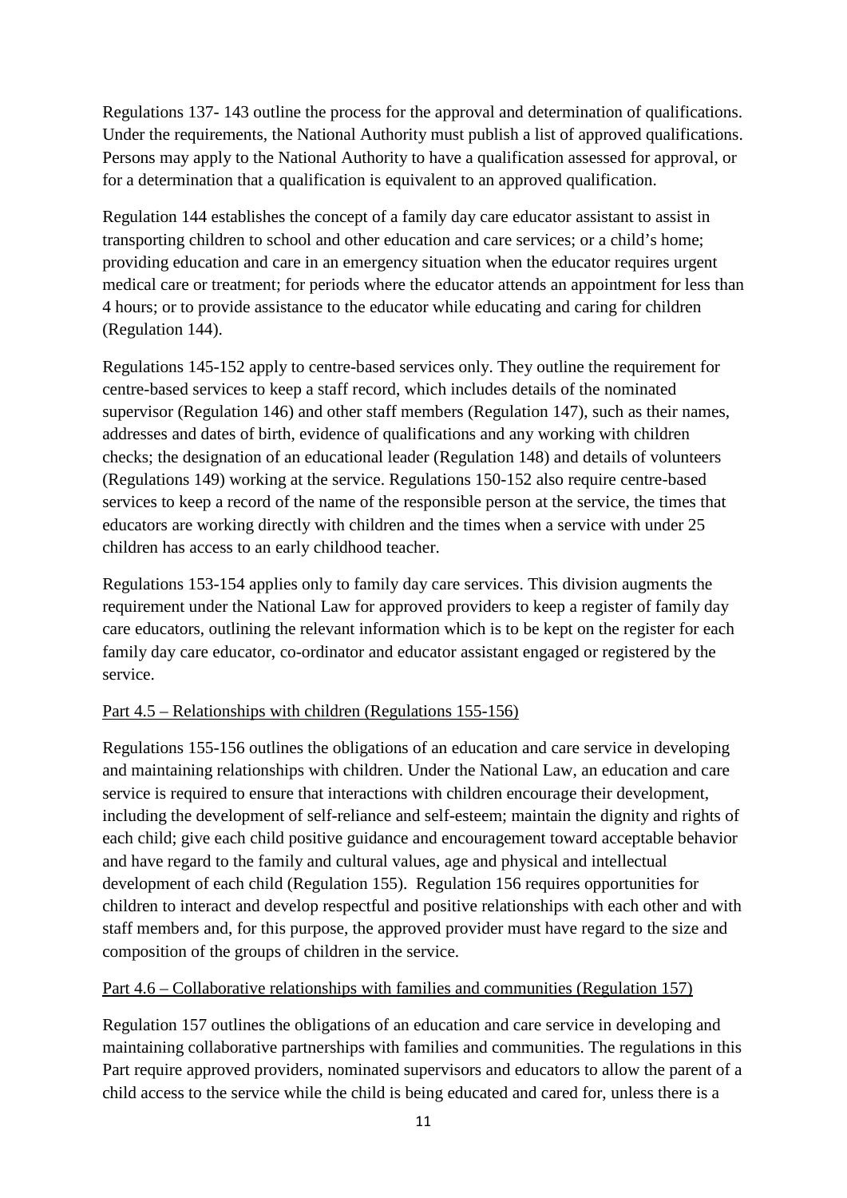Regulations 137- 143 outline the process for the approval and determination of qualifications. Under the requirements, the National Authority must publish a list of approved qualifications. Persons may apply to the National Authority to have a qualification assessed for approval, or for a determination that a qualification is equivalent to an approved qualification.

Regulation 144 establishes the concept of a family day care educator assistant to assist in transporting children to school and other education and care services; or a child's home; providing education and care in an emergency situation when the educator requires urgent medical care or treatment; for periods where the educator attends an appointment for less than 4 hours; or to provide assistance to the educator while educating and caring for children (Regulation 144).

Regulations 145-152 apply to centre-based services only. They outline the requirement for centre-based services to keep a staff record, which includes details of the nominated supervisor (Regulation 146) and other staff members (Regulation 147), such as their names, addresses and dates of birth, evidence of qualifications and any working with children checks; the designation of an educational leader (Regulation 148) and details of volunteers (Regulations 149) working at the service. Regulations 150-152 also require centre-based services to keep a record of the name of the responsible person at the service, the times that educators are working directly with children and the times when a service with under 25 children has access to an early childhood teacher.

Regulations 153-154 applies only to family day care services. This division augments the requirement under the National Law for approved providers to keep a register of family day care educators, outlining the relevant information which is to be kept on the register for each family day care educator, co-ordinator and educator assistant engaged or registered by the service.

### Part 4.5 – Relationships with children (Regulations 155-156)

Regulations 155-156 outlines the obligations of an education and care service in developing and maintaining relationships with children. Under the National Law, an education and care service is required to ensure that interactions with children encourage their development, including the development of self-reliance and self-esteem; maintain the dignity and rights of each child; give each child positive guidance and encouragement toward acceptable behavior and have regard to the family and cultural values, age and physical and intellectual development of each child (Regulation 155). Regulation 156 requires opportunities for children to interact and develop respectful and positive relationships with each other and with staff members and, for this purpose, the approved provider must have regard to the size and composition of the groups of children in the service.

### Part 4.6 – Collaborative relationships with families and communities (Regulation 157)

Regulation 157 outlines the obligations of an education and care service in developing and maintaining collaborative partnerships with families and communities. The regulations in this Part require approved providers, nominated supervisors and educators to allow the parent of a child access to the service while the child is being educated and cared for, unless there is a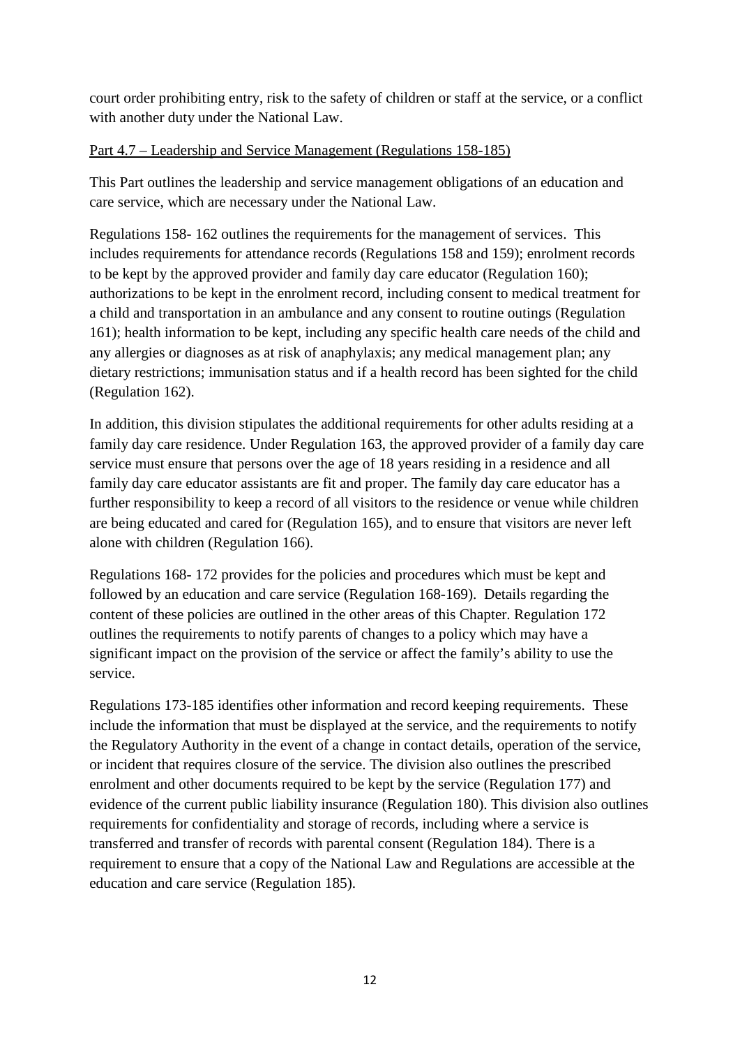court order prohibiting entry, risk to the safety of children or staff at the service, or a conflict with another duty under the National Law.

<u>Part 4.7 – Leadership and Service Management (Regulations 158-185)</u>

This Part outlines the leadership and service management obligations of an education and care service, which are necessary under the National Law.

Regulations 158- 162 outlines the requirements for the management of services. This includes requirements for attendance records (Regulations 158 and 159); enrolment records to be kept by the approved provider and family day care educator (Regulation 160); authorizations to be kept in the enrolment record, including consent to medical treatment for a child and transportation in an ambulance and any consent to routine outings (Regulation 161); health information to be kept, including any specific health care needs of the child and any allergies or diagnoses as at risk of anaphylaxis; any medical management plan; any dietary restrictions; immunisation status and if a health record has been sighted for the child (Regulation 162).

In addition, this division stipulates the additional requirements for other adults residing at a family day care residence. Under Regulation 163, the approved provider of a family day care service must ensure that persons over the age of 18 years residing in a residence and all family day care educator assistants are fit and proper. The family day care educator has a further responsibility to keep a record of all visitors to the residence or venue while children are being educated and cared for (Regulation 165), and to ensure that visitors are never left alone with children (Regulation 166).

Regulations 168- 172 provides for the policies and procedures which must be kept and followed by an education and care service (Regulation 168-169). Details regarding the content of these policies are outlined in the other areas of this Chapter. Regulation 172 outlines the requirements to notify parents of changes to a policy which may have a significant impact on the provision of the service or affect the family's ability to use the service.

Regulations 173-185 identifies other information and record keeping requirements. These include the information that must be displayed at the service, and the requirements to notify the Regulatory Authority in the event of a change in contact details, operation of the service, or incident that requires closure of the service. The division also outlines the prescribed enrolment and other documents required to be kept by the service (Regulation 177) and evidence of the current public liability insurance (Regulation 180). This division also outlines requirements for confidentiality and storage of records, including where a service is transferred and transfer of records with parental consent (Regulation 184). There is a requirement to ensure that a copy of the National Law and Regulations are accessible at the education and care service (Regulation 185).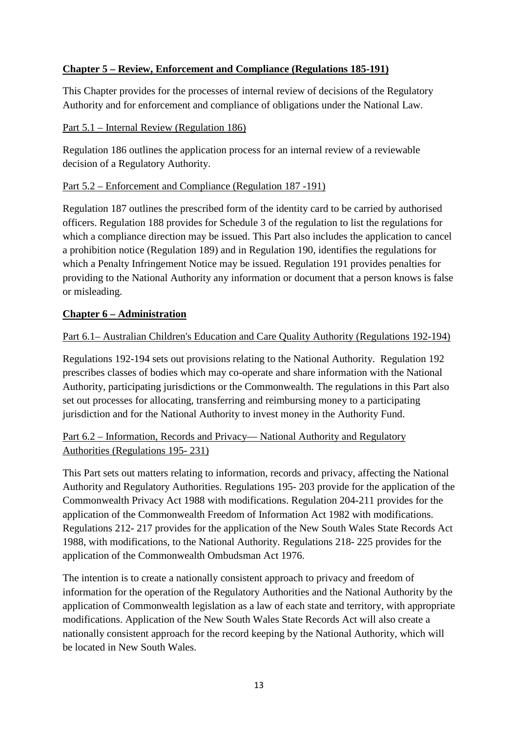## Chapter 5 – Review, Enforcement and Compliance (Regulations 185-191)

This Chapter provides for the processes of internal review of decisions of the Regulatory Authority and for enforcement and compliance of obligations under the National Law.

### Part 5.1 – Internal Review (Regulation 186)

Regulation 186 outlines the application process for an internal review of a reviewable decision of a Regulatory Authority.

### Part 5.2 – Enforcement and Compliance (Regulation 187 -191)

Regulation 187 outlines the prescribed form of the identity card to be carried by authorised officers. Regulation 188 provides for Schedule 3 of the regulation to list the regulations for which a compliance direction may be issued. This Part also includes the application to cancel a prohibition notice (Regulation 189) and in Regulation 190, identifies the regulations for which a Penalty Infringement Notice may be issued. Regulation 191 provides penalties for providing to the National Authority any information or document that a person knows is false or misleading.

## Chapter 6 – Administration

### Part 6.1– Australian Children's Education and Care Quality Authority (Regulations 192-194)

Regulations 192-194 sets out provisions relating to the National Authority. Regulation 192 prescribes classes of bodies which may co-operate and share information with the National Authority, participating jurisdictions or the Commonwealth. The regulations in this Part also set out processes for allocating, transferring and reimbursing money to a participating jurisdiction and for the National Authority to invest money in the Authority Fund.

### Part 6.2 – Information, Records and Privacy— National Authority and Regulatory Authorities (Regulations 195- 231)

This Part sets out matters relating to information, records and privacy, affecting the National Authority and Regulatory Authorities. Regulations 195- 203 provide for the application of the Commonwealth Privacy Act 1988 with modifications. Regulation 204-211 provides for the application of the Commonwealth Freedom of Information Act 1982 with modifications. Regulations 212- 217 provides for the application of the New South Wales State Records Act 1988, with modifications, to the National Authority. Regulations 218- 225 provides for the application of the Commonwealth Ombudsman Act 1976.

The intention is to create a nationally consistent approach to privacy and freedom of information for the operation of the Regulatory Authorities and the National Authority by the application of Commonwealth legislation as a law of each state and territory, with appropriate modifications. Application of the New South Wales State Records Act will also create a nationally consistent approach for the record keeping by the National Authority, which will be located in New South Wales.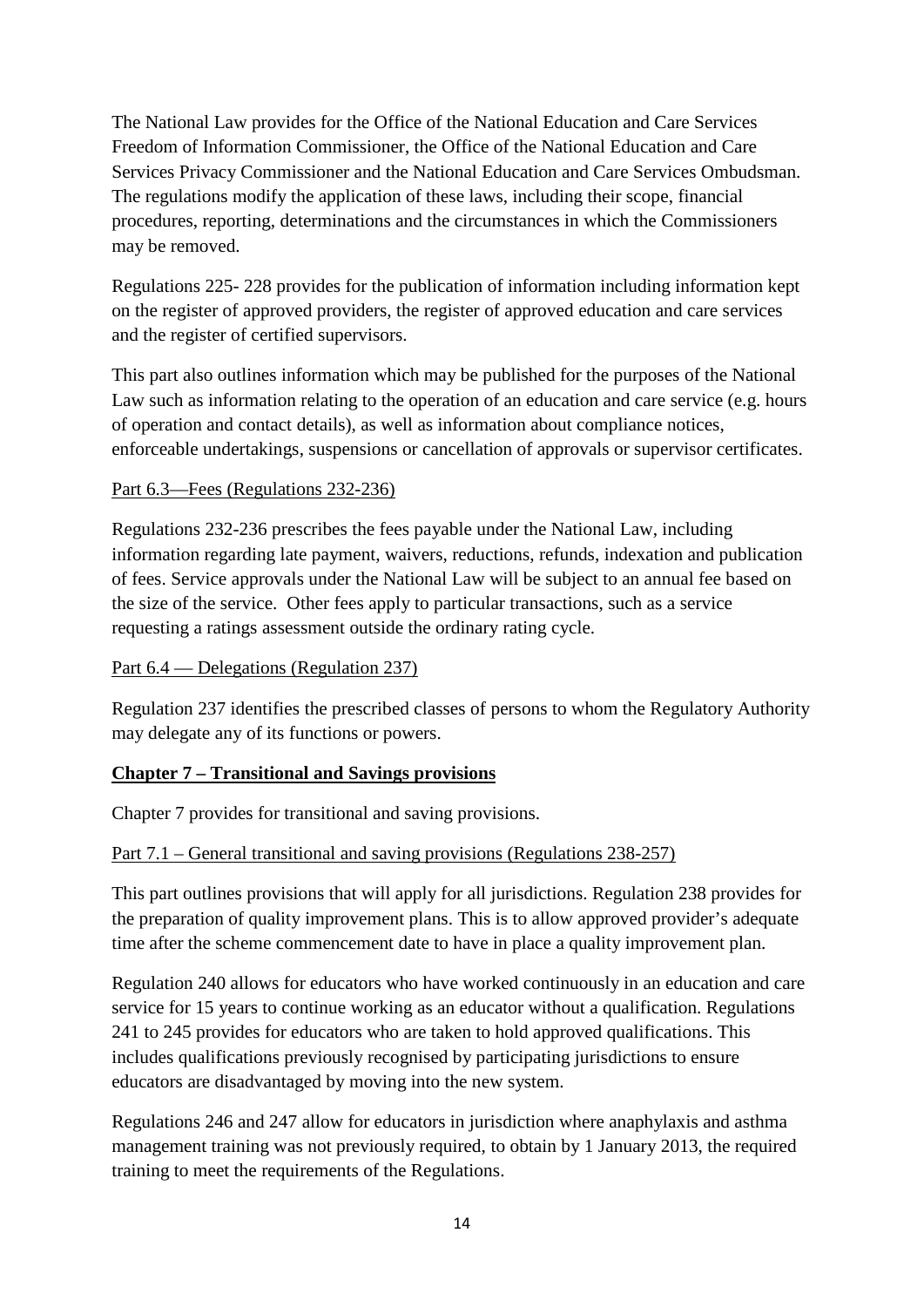The National Law provides for the Office of the National Education and Care Services Freedom of Information Commissioner, the Office of the National Education and Care Services Privacy Commissioner and the National Education and Care Services Ombudsman. The regulations modify the application of these laws, including their scope, financial procedures, reporting, determinations and the circumstances in which the Commissioners may be removed.

Regulations 225- 228 provides for the publication of information including information kept on the register of approved providers, the register of approved education and care services and the register of certified supervisors.

This part also outlines information which may be published for the purposes of the National Law such as information relating to the operation of an education and care service (e.g. hours of operation and contact details), as well as information about compliance notices, enforceable undertakings, suspensions or cancellation of approvals or supervisor certificates.

Part 6.3—Fees (Regulations 232-236)

Regulations 232-236 prescribes the fees payable under the National Law, including information regarding late payment, waivers, reductions, refunds, indexation and publication of fees. Service approvals under the National Law will be subject to an annual fee based on the size of the service. Other fees apply to particular transactions, such as a service requesting a ratings assessment outside the ordinary rating cycle.

Part 6.4 — Delegations (Regulation 237)

Regulation 237 identifies the prescribed classes of persons to whom the Regulatory Authority may delegate any of its functions or powers.

## Chapter 7 – Transitional and Savings provisions

Chapter 7 provides for transitional and saving provisions.

Part 7.1 – General transitional and saving provisions (Regulations 238-257)

This part outlines provisions that will apply for all jurisdictions. Regulation 238 provides for the preparation of quality improvement plans. This is to allow approved provider's adequate time after the scheme commencement date to have in place a quality improvement plan.

Regulation 240 allows for educators who have worked continuously in an education and care service for 15 years to continue working as an educator without a qualification. Regulations 241 to 245 provides for educators who are taken to hold approved qualifications. This includes qualifications previously recognised by participating jurisdictions to ensure educators are disadvantaged by moving into the new system.

Regulations 246 and 247 allow for educators in jurisdiction where anaphylaxis and asthma management training was not previously required, to obtain by 1 January 2013, the required training to meet the requirements of the Regulations.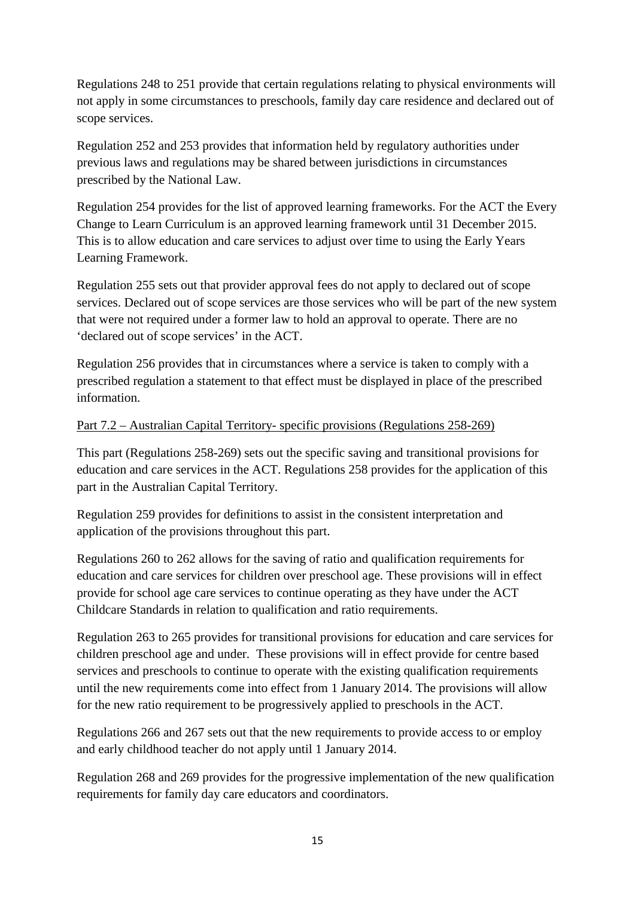Regulations 248 to 251 provide that certain regulations relating to physical environments will not apply in some circumstances to preschools, family day care residence and declared out of scope services.

Regulation 252 and 253 provides that information held by regulatory authorities under previous laws and regulations may be shared between jurisdictions in circumstances prescribed by the National Law.

Regulation 254 provides for the list of approved learning frameworks. For the ACT the Every Change to Learn Curriculum is an approved learning framework until 31 December 2015. This is to allow education and care services to adjust over time to using the Early Years Learning Framework.

Regulation 255 sets out that provider approval fees do not apply to declared out of scope services. Declared out of scope services are those services who will be part of the new system that were not required under a former law to hold an approval to operate. There are no 'declared out of scope services' in the ACT.

Regulation 256 provides that in circumstances where a service is taken to comply with a prescribed regulation a statement to that effect must be displayed in place of the prescribed information.

<u>Part 7.2 – Australian Capital Territory- specific provisions (Regulations 258-269)</u>

This part (Regulations 258-269) sets out the specific saving and transitional provisions for education and care services in the ACT. Regulations 258 provides for the application of this part in the Australian Capital Territory.

Regulation 259 provides for definitions to assist in the consistent interpretation and application of the provisions throughout this part.

Regulations 260 to 262 allows for the saving of ratio and qualification requirements for education and care services for children over preschool age. These provisions will in effect provide for school age care services to continue operating as they have under the ACT Childcare Standards in relation to qualification and ratio requirements.

Regulation 263 to 265 provides for transitional provisions for education and care services for children preschool age and under. These provisions will in effect provide for centre based services and preschools to continue to operate with the existing qualification requirements until the new requirements come into effect from 1 January 2014. The provisions will allow for the new ratio requirement to be progressively applied to preschools in the ACT.

Regulations 266 and 267 sets out that the new requirements to provide access to or employ and early childhood teacher do not apply until 1 January 2014.

Regulation 268 and 269 provides for the progressive implementation of the new qualification requirements for family day care educators and coordinators.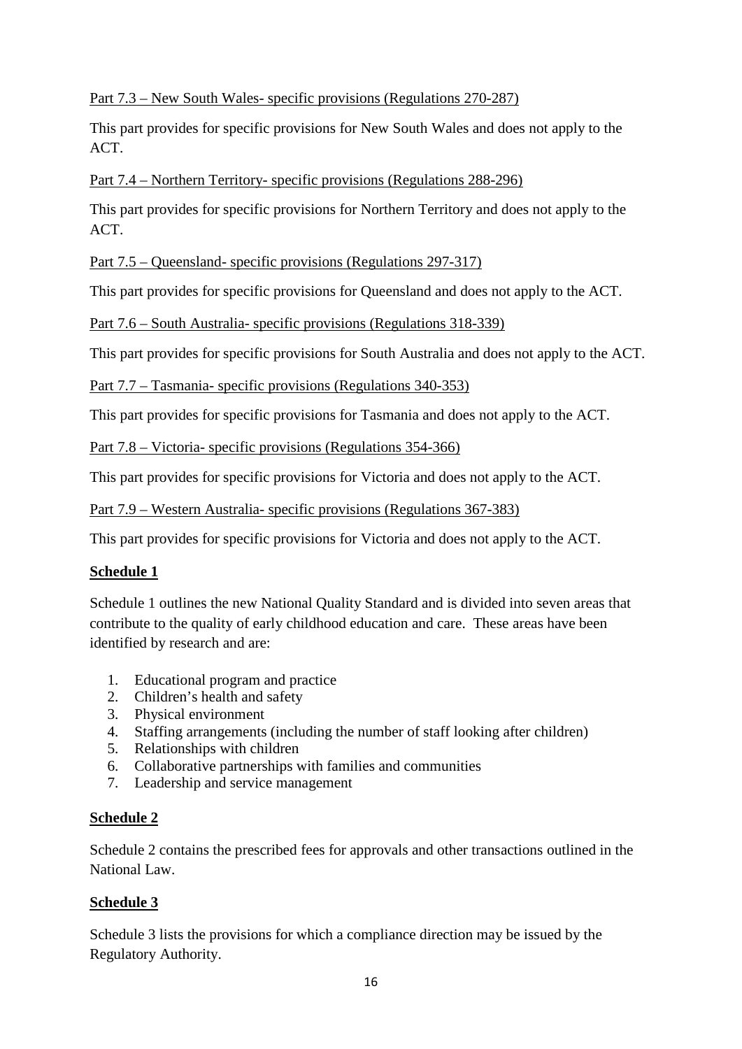Part 7.3 – New South Wales- specific provisions (Regulations 270-287)

This part provides for specific provisions for New South Wales and does not apply to the ACT.

Part 7.4 – Northern Territory- specific provisions (Regulations 288-296)

This part provides for specific provisions for Northern Territory and does not apply to the ACT.

Part 7.5 – Queensland- specific provisions (Regulations 297-317)

This part provides for specific provisions for Queensland and does not apply to the ACT.

Part 7.6 – South Australia- specific provisions (Regulations 318-339)

This part provides for specific provisions for South Australia and does not apply to the ACT.

Part 7.7 – Tasmania- specific provisions (Regulations 340-353)

This part provides for specific provisions for Tasmania and does not apply to the ACT.

Part 7.8 – Victoria- specific provisions (Regulations 354-366)

This part provides for specific provisions for Victoria and does not apply to the ACT.

Part 7.9 – Western Australia- specific provisions (Regulations 367-383)

This part provides for specific provisions for Victoria and does not apply to the ACT.

**Schedule 1**

Schedule 1 outlines the new National Quality Standard and is divided into seven areas that contribute to the quality of early childhood education and care. These areas have been identified by research and are:

1. Educational program and practice
2. Children's health and safety
3. Physical environment
4. Staffing arrangements (including the number of staff looking after children)
5. Relationships with children
6. Collaborative partnerships with families and communities
7. Leadership and service management

**Schedule 2**

Schedule 2 contains the prescribed fees for approvals and other transactions outlined in the National Law.

**Schedule 3**

Schedule 3 lists the provisions for which a compliance direction may be issued by the Regulatory Authority.